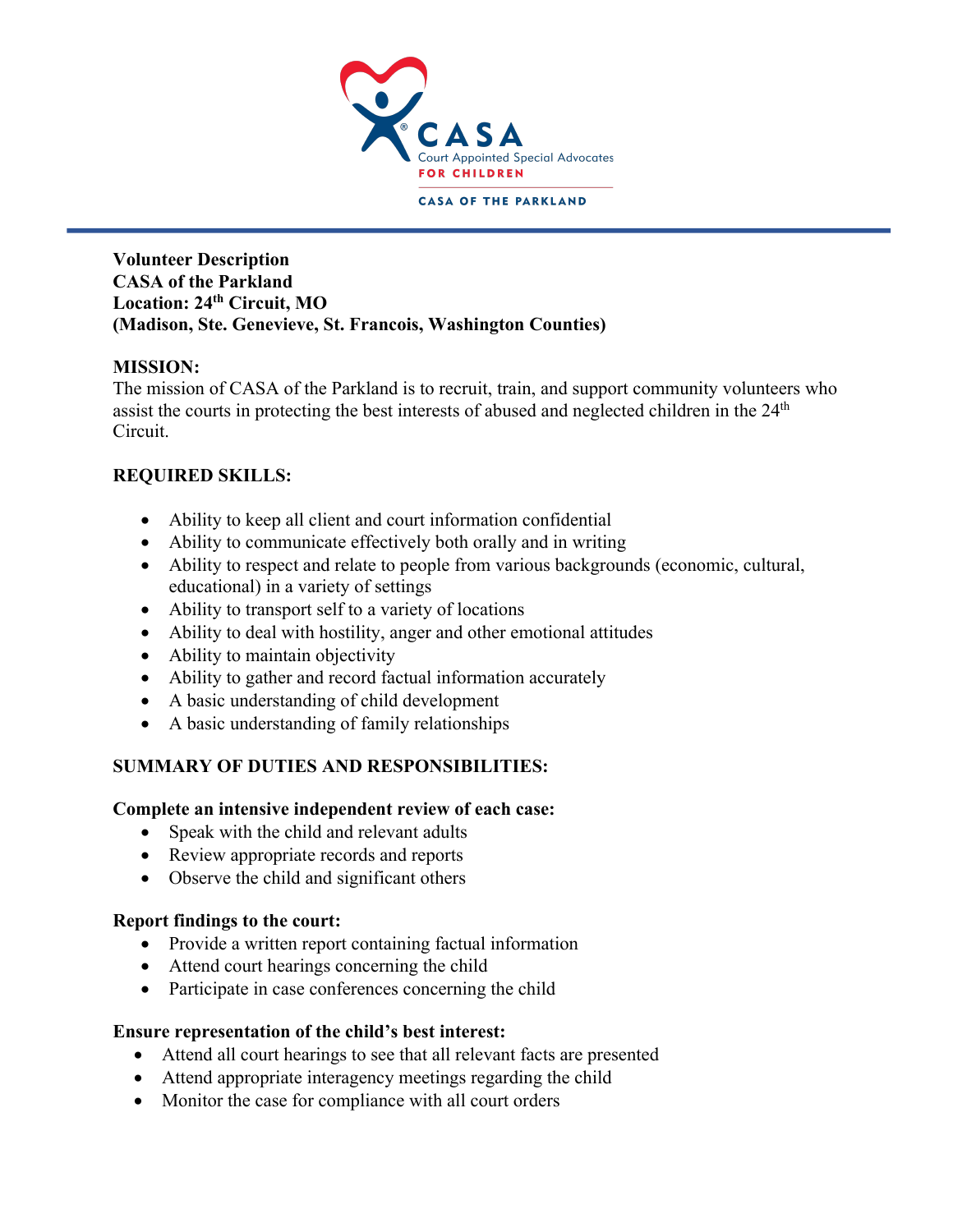CASA

Court Appointed Special Advocates

FOR CHILDREN

CASA OF THE PARKLAND

**Volunteer Description**
**CASA of the Parkland**
**Location: 24th Circuit, MO**
**(Madison, Ste. Genevieve, St. Francois, Washington Counties)**

**MISSION:**

The mission of CASA of the Parkland is to recruit, train, and support community volunteers who assist the courts in protecting the best interests of abused and neglected children in the 24th Circuit.

**REQUIRED SKILLS:**

- Ability to keep all client and court information confidential
- Ability to communicate effectively both orally and in writing
- Ability to respect and relate to people from various backgrounds (economic, cultural, educational) in a variety of settings
- Ability to transport self to a variety of locations
- Ability to deal with hostility, anger and other emotional attitudes
- Ability to maintain objectivity
- Ability to gather and record factual information accurately
- A basic understanding of child development
- A basic understanding of family relationships

**SUMMARY OF DUTIES AND RESPONSIBILITIES:**

**Complete an intensive independent review of each case:**

- Speak with the child and relevant adults
- Review appropriate records and reports
- Observe the child and significant others

**Report findings to the court:**

- Provide a written report containing factual information
- Attend court hearings concerning the child
- Participate in case conferences concerning the child

**Ensure representation of the child's best interest:**

- Attend all court hearings to see that all relevant facts are presented
- Attend appropriate interagency meetings regarding the child
- Monitor the case for compliance with all court orders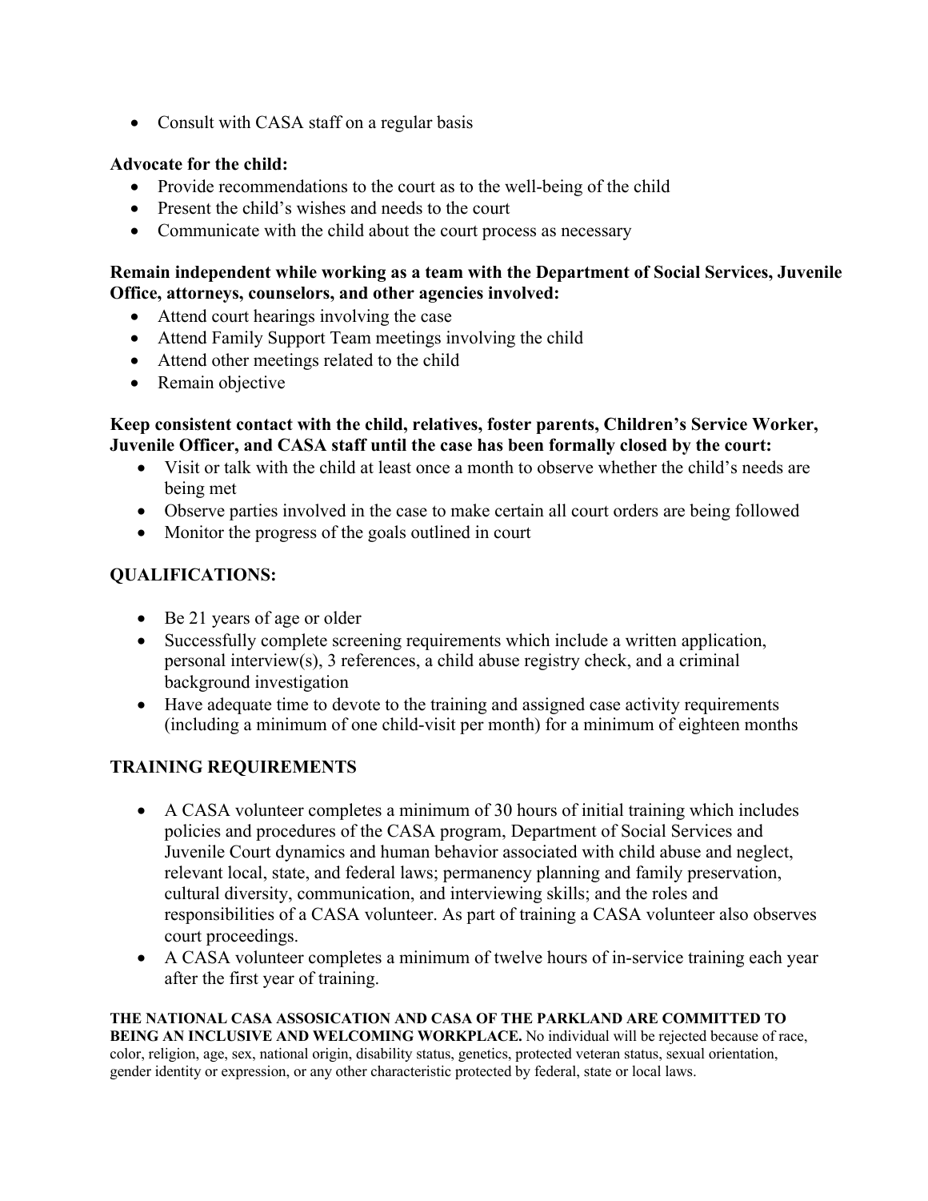- Consult with CASA staff on a regular basis

**Advocate for the child:**

- Provide recommendations to the court as to the well-being of the child
- Present the child's wishes and needs to the court
- Communicate with the child about the court process as necessary

**Remain independent while working as a team with the Department of Social Services, Juvenile Office, attorneys, counselors, and other agencies involved:**

- Attend court hearings involving the case
- Attend Family Support Team meetings involving the child
- Attend other meetings related to the child
- Remain objective

**Keep consistent contact with the child, relatives, foster parents, Children's Service Worker, Juvenile Officer, and CASA staff until the case has been formally closed by the court:**

- Visit or talk with the child at least once a month to observe whether the child's needs are being met
- Observe parties involved in the case to make certain all court orders are being followed
- Monitor the progress of the goals outlined in court

## QUALIFICATIONS:

- Be 21 years of age or older
- Successfully complete screening requirements which include a written application, personal interview(s), 3 references, a child abuse registry check, and a criminal background investigation
- Have adequate time to devote to the training and assigned case activity requirements (including a minimum of one child-visit per month) for a minimum of eighteen months

## TRAINING REQUIREMENTS

- A CASA volunteer completes a minimum of 30 hours of initial training which includes policies and procedures of the CASA program, Department of Social Services and Juvenile Court dynamics and human behavior associated with child abuse and neglect, relevant local, state, and federal laws; permanency planning and family preservation, cultural diversity, communication, and interviewing skills; and the roles and responsibilities of a CASA volunteer. As part of training a CASA volunteer also observes court proceedings.
- A CASA volunteer completes a minimum of twelve hours of in-service training each year after the first year of training.

**THE NATIONAL CASA ASSOSICATION AND CASA OF THE PARKLAND ARE COMMITTED TO BEING AN INCLUSIVE AND WELCOMING WORKPLACE.** No individual will be rejected because of race, color, religion, age, sex, national origin, disability status, genetics, protected veteran status, sexual orientation, gender identity or expression, or any other characteristic protected by federal, state or local laws.